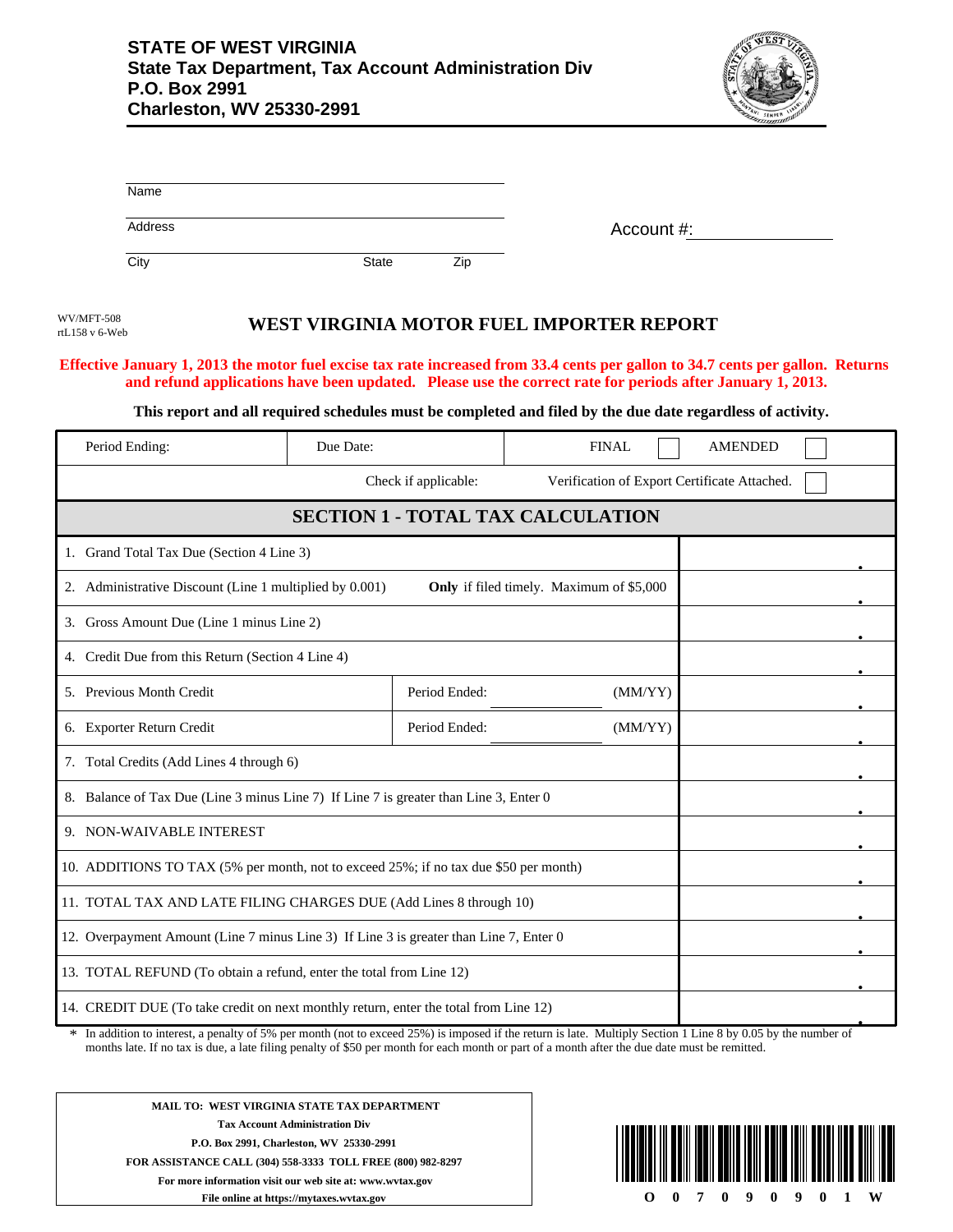**STATE OF WEST VIRGINIA**
**State Tax Department, Tax Account Administration Div**
**P.O. Box 2991**
**Charleston, WV 25330-2991**

Name

Address

City State Zip

Account #:

WV/MFT-508
rtL158 v 6-Web

# WEST VIRGINIA MOTOR FUEL IMPORTER REPORT

**Effective January 1, 2013 the motor fuel excise tax rate increased from 33.4 cents per gallon to 34.7 cents per gallon. Returns and refund applications have been updated. Please use the correct rate for periods after January 1, 2013.**

**This report and all required schedules must be completed and filed by the due date regardless of activity.**

| Period Ending: | Due Date: | FINAL ☐ AMENDED ☐ |
|---|---|---|
| | Check if applicable: | Verification of Export Certificate Attached. ☐ |

## SECTION 1 - TOTAL TAX CALCULATION

| Line | | |
|---|---|---|
| 1. Grand Total Tax Due (Section 4 Line 3) | | . |
| 2. Administrative Discount (Line 1 multiplied by 0.001) | **Only** if filed timely. Maximum of $5,000 | . |
| 3. Gross Amount Due (Line 1 minus Line 2) | | . |
| 4. Credit Due from this Return (Section 4 Line 4) | | . |
| 5. Previous Month Credit | Period Ended: _______ (MM/YY) | . |
| 6. Exporter Return Credit | Period Ended: _______ (MM/YY) | . |
| 7. Total Credits (Add Lines 4 through 6) | | . |
| 8. Balance of Tax Due (Line 3 minus Line 7) If Line 7 is greater than Line 3, Enter 0 | | . |
| 9. NON-WAIVABLE INTEREST | | . |
| 10. ADDITIONS TO TAX (5% per month, not to exceed 25%; if no tax due $50 per month) | | . |
| 11. TOTAL TAX AND LATE FILING CHARGES DUE (Add Lines 8 through 10) | | . |
| 12. Overpayment Amount (Line 7 minus Line 3) If Line 3 is greater than Line 7, Enter 0 | | . |
| 13. TOTAL REFUND (To obtain a refund, enter the total from Line 12) | | . |
| 14. CREDIT DUE (To take credit on next monthly return, enter the total from Line 12) | | . |

\* In addition to interest, a penalty of 5% per month (not to exceed 25%) is imposed if the return is late. Multiply Section 1 Line 8 by 0.05 by the number of months late. If no tax is due, a late filing penalty of $50 per month for each month or part of a month after the due date must be remitted.

**MAIL TO: WEST VIRGINIA STATE TAX DEPARTMENT**
**Tax Account Administration Div**
**P.O. Box 2991, Charleston, WV 25330-2991**
**FOR ASSISTANCE CALL (304) 558-3333 TOLL FREE (800) 982-8297**
**For more information visit our web site at: www.wvtax.gov**
**File online at https://mytaxes.wvtax.gov**

O 0 7 0 9 0 9 0 1 W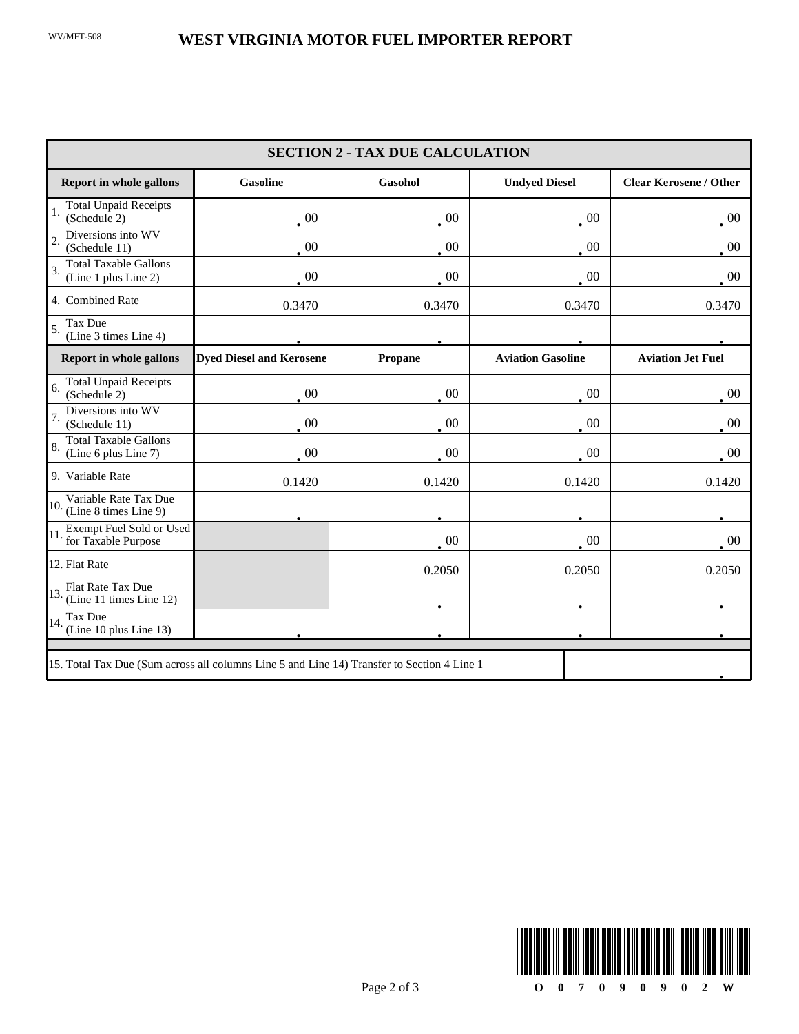WV/MFT-508

# WEST VIRGINIA MOTOR FUEL IMPORTER REPORT

| SECTION 2 - TAX DUE CALCULATION | | | | |
|---|---|---|---|---|
| **Report in whole gallons** | **Gasoline** | **Gasohol** | **Undyed Diesel** | **Clear Kerosene / Other** |
| 1. Total Unpaid Receipts (Schedule 2) | .00 | .00 | .00 | .00 |
| 2. Diversions into WV (Schedule 11) | .00 | .00 | .00 | .00 |
| 3. Total Taxable Gallons (Line 1 plus Line 2) | .00 | .00 | .00 | .00 |
| 4. Combined Rate | 0.3470 | 0.3470 | 0.3470 | 0.3470 |
| 5. Tax Due (Line 3 times Line 4) | . | . | . | . |
| **Report in whole gallons** | **Dyed Diesel and Kerosene** | **Propane** | **Aviation Gasoline** | **Aviation Jet Fuel** |
| 6. Total Unpaid Receipts (Schedule 2) | .00 | .00 | .00 | .00 |
| 7. Diversions into WV (Schedule 11) | .00 | .00 | .00 | .00 |
| 8. Total Taxable Gallons (Line 6 plus Line 7) | .00 | .00 | .00 | .00 |
| 9. Variable Rate | 0.1420 | 0.1420 | 0.1420 | 0.1420 |
| 10. Variable Rate Tax Due (Line 8 times Line 9) | . | . | . | . |
| 11. Exempt Fuel Sold or Used for Taxable Purpose | | .00 | .00 | .00 |
| 12. Flat Rate | | 0.2050 | 0.2050 | 0.2050 |
| 13. Flat Rate Tax Due (Line 11 times Line 12) | | . | . | . |
| 14. Tax Due (Line 10 plus Line 13) | . | . | . | . |

| 15. Total Tax Due (Sum across all columns Line 5 and Line 14) Transfer to Section 4 Line 1 | . |
|---|---|

O 0 7 0 9 0 9 0 2 W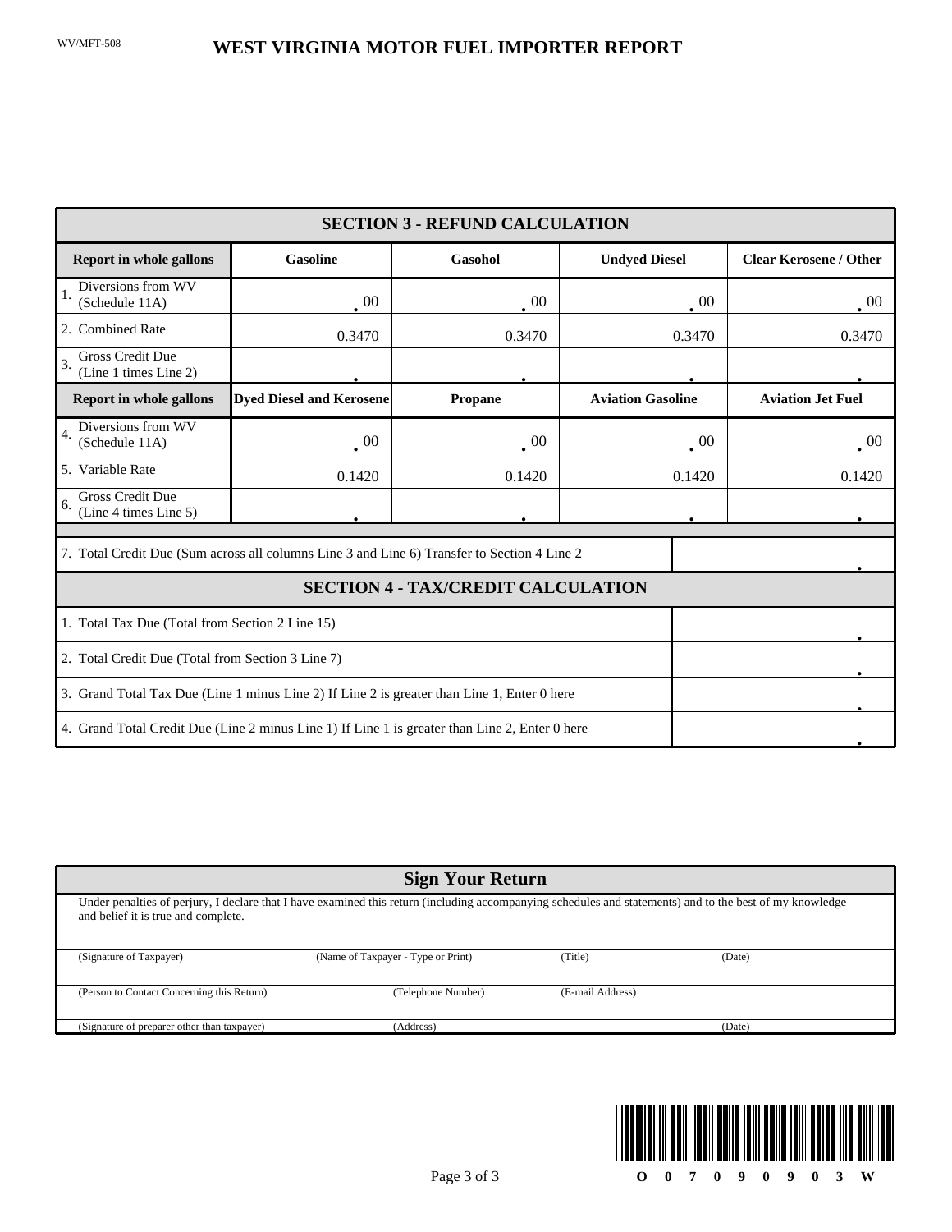WV/MFT-508

# WEST VIRGINIA MOTOR FUEL IMPORTER REPORT

## SECTION 3 - REFUND CALCULATION

| Report in whole gallons | Gasoline | Gasohol | Undyed Diesel | Clear Kerosene / Other |
|---|---|---|---|---|
| 1. Diversions from WV (Schedule 11A) | .00 | .00 | .00 | .00 |
| 2. Combined Rate | 0.3470 | 0.3470 | 0.3470 | 0.3470 |
| 3. Gross Credit Due (Line 1 times Line 2) | . | . | . | . |
| **Report in whole gallons** | **Dyed Diesel and Kerosene** | **Propane** | **Aviation Gasoline** | **Aviation Jet Fuel** |
| 4. Diversions from WV (Schedule 11A) | .00 | .00 | .00 | .00 |
| 5. Variable Rate | 0.1420 | 0.1420 | 0.1420 | 0.1420 |
| 6. Gross Credit Due (Line 4 times Line 5) | . | . | . | . |

| | |
|---|---|
| 7. Total Credit Due (Sum across all columns Line 3 and Line 6) Transfer to Section 4 Line 2 | . |

## SECTION 4 - TAX/CREDIT CALCULATION

| | |
|---|---|
| 1. Total Tax Due (Total from Section 2 Line 15) | . |
| 2. Total Credit Due (Total from Section 3 Line 7) | . |
| 3. Grand Total Tax Due (Line 1 minus Line 2) If Line 2 is greater than Line 1, Enter 0 here | . |
| 4. Grand Total Credit Due (Line 2 minus Line 1) If Line 1 is greater than Line 2, Enter 0 here | . |

## Sign Your Return

Under penalties of perjury, I declare that I have examined this return (including accompanying schedules and statements) and to the best of my knowledge and belief it is true and complete.

(Signature of Taxpayer) (Name of Taxpayer - Type or Print) (Title) (Date)

(Person to Contact Concerning this Return) (Telephone Number) (E-mail Address)

(Signature of preparer other than taxpayer) (Address) (Date)

O 0 7 0 9 0 9 0 3 W